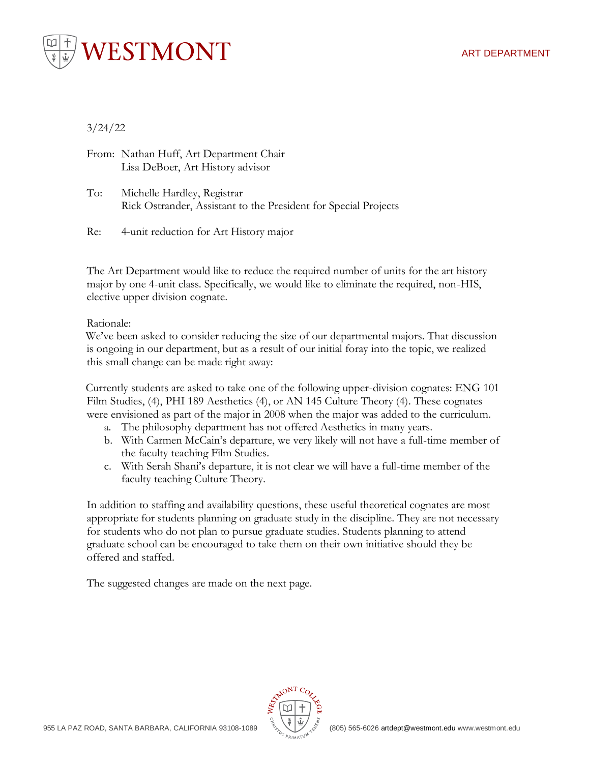WESTMONT

ART DEPARTMENT

3/24/22

From: Nathan Huff, Art Department Chair
Lisa DeBoer, Art History advisor

To: Michelle Hardley, Registrar
Rick Ostrander, Assistant to the President for Special Projects

Re: 4-unit reduction for Art History major

The Art Department would like to reduce the required number of units for the art history major by one 4-unit class. Specifically, we would like to eliminate the required, non-HIS, elective upper division cognate.

Rationale:
We've been asked to consider reducing the size of our departmental majors. That discussion is ongoing in our department, but as a result of our initial foray into the topic, we realized this small change can be made right away:

Currently students are asked to take one of the following upper-division cognates: ENG 101 Film Studies, (4), PHI 189 Aesthetics (4), or AN 145 Culture Theory (4). These cognates were envisioned as part of the major in 2008 when the major was added to the curriculum.

a. The philosophy department has not offered Aesthetics in many years.
b. With Carmen McCain's departure, we very likely will not have a full-time member of the faculty teaching Film Studies.
c. With Serah Shani's departure, it is not clear we will have a full-time member of the faculty teaching Culture Theory.

In addition to staffing and availability questions, these useful theoretical cognates are most appropriate for students planning on graduate study in the discipline. They are not necessary for students who do not plan to pursue graduate studies. Students planning to attend graduate school can be encouraged to take them on their own initiative should they be offered and staffed.

The suggested changes are made on the next page.

955 LA PAZ ROAD, SANTA BARBARA, CALIFORNIA 93108-1089 (805) 565-6026 artdept@westmont.edu www.westmont.edu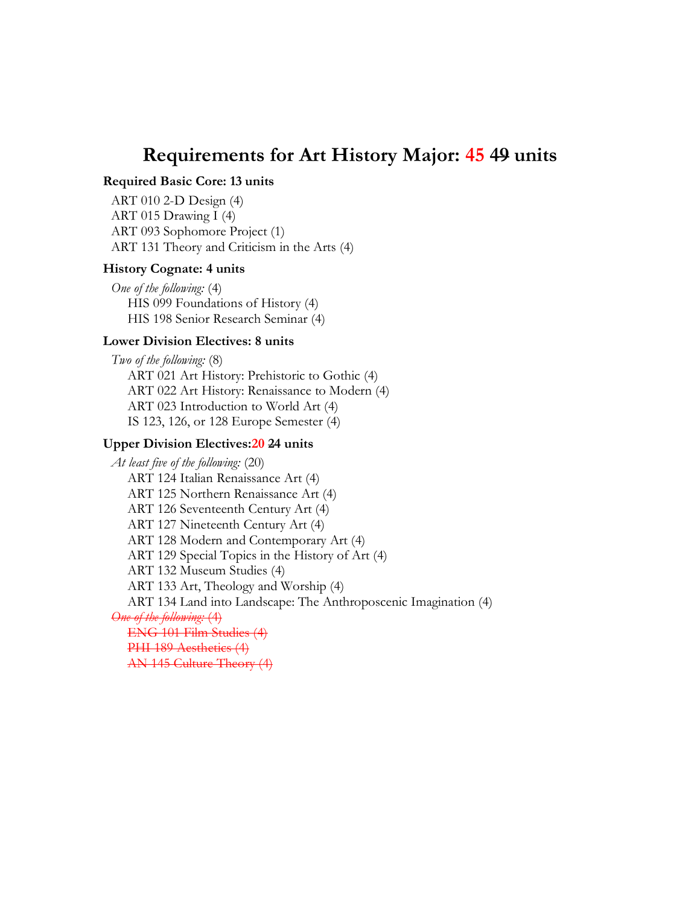# Requirements for Art History Major: 45 ~~49~~ units

**Required Basic Core: 13 units**

ART 010 2-D Design (4)
ART 015 Drawing I (4)
ART 093 Sophomore Project (1)
ART 131 Theory and Criticism in the Arts (4)

**History Cognate: 4 units**

*One of the following:* (4)
- HIS 099 Foundations of History (4)
- HIS 198 Senior Research Seminar (4)

**Lower Division Electives: 8 units**

*Two of the following:* (8)
- ART 021 Art History: Prehistoric to Gothic (4)
- ART 022 Art History: Renaissance to Modern (4)
- ART 023 Introduction to World Art (4)
- IS 123, 126, or 128 Europe Semester (4)

**Upper Division Electives: 20 ~~24~~ units**

*At least five of the following:* (20)
- ART 124 Italian Renaissance Art (4)
- ART 125 Northern Renaissance Art (4)
- ART 126 Seventeenth Century Art (4)
- ART 127 Nineteenth Century Art (4)
- ART 128 Modern and Contemporary Art (4)
- ART 129 Special Topics in the History of Art (4)
- ART 132 Museum Studies (4)
- ART 133 Art, Theology and Worship (4)
- ART 134 Land into Landscape: The Anthroposcenic Imagination (4)

~~*One of the following:* (4)~~
- ~~ENG 101 Film Studies (4)~~
- ~~PHI 189 Aesthetics (4)~~
- ~~AN 145 Culture Theory (4)~~